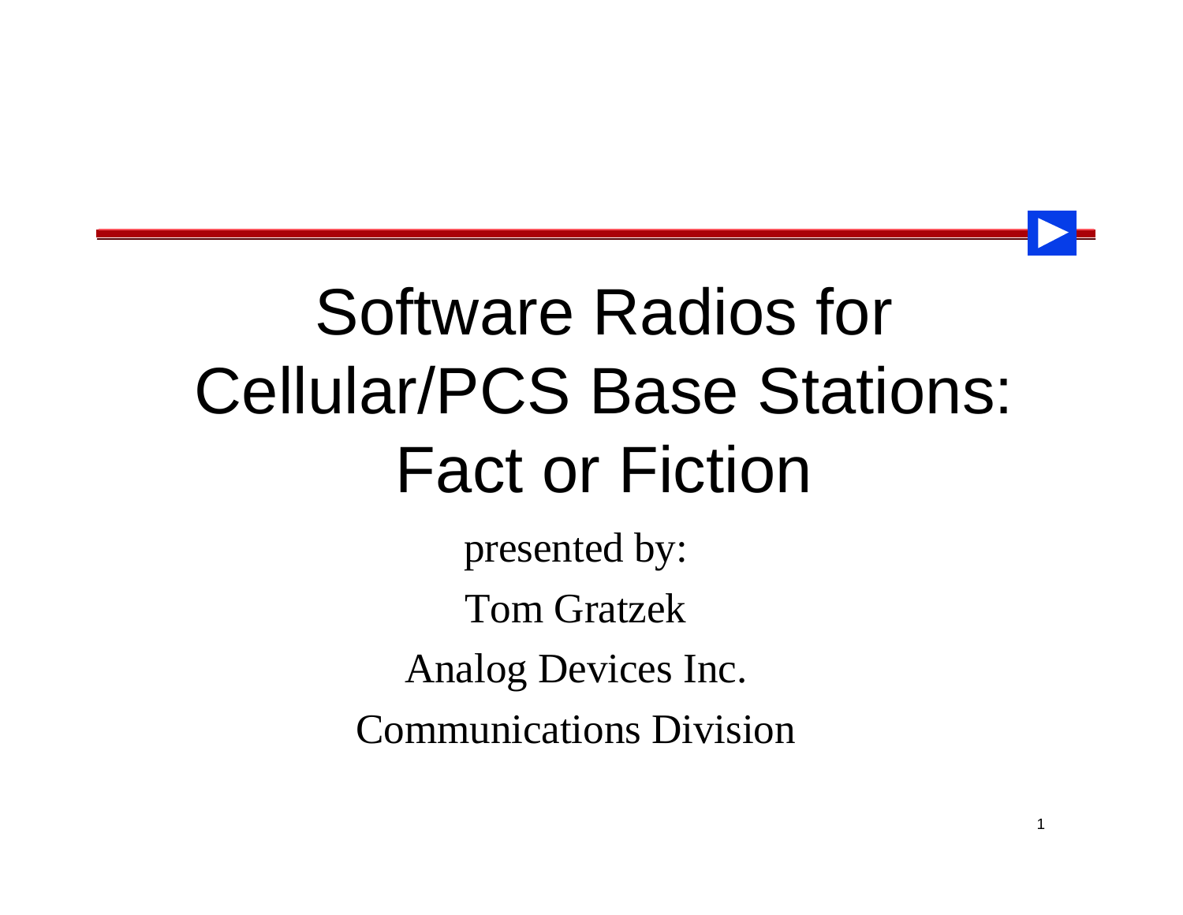# Software Radios for Cellular/PCS Base Stations: Fact or Fiction

presented by:

Tom Gratzek

Analog Devices Inc.

Communications Division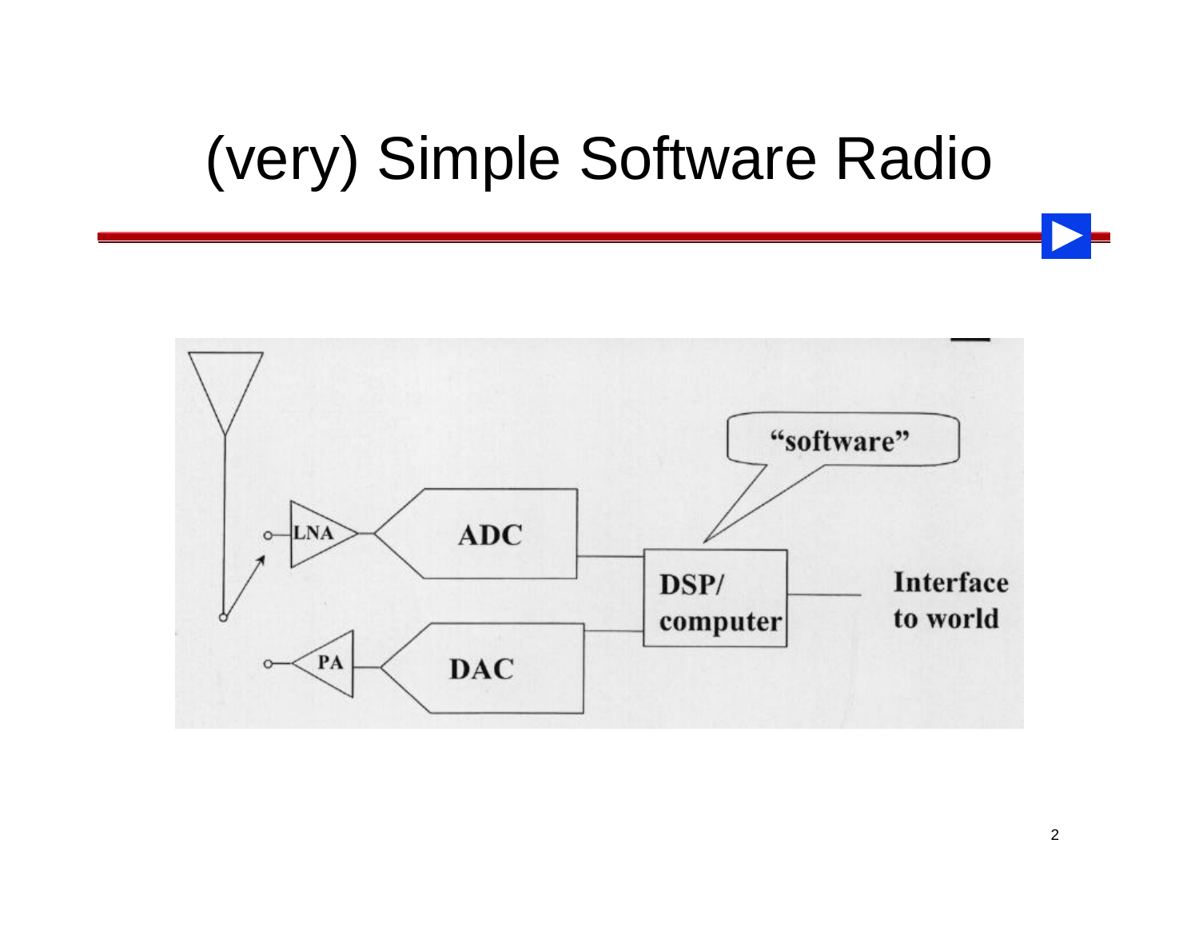# (very) Simple Software Radio

LNA

ADC

"software"

DSP/
computer

Interface
to world

PA

DAC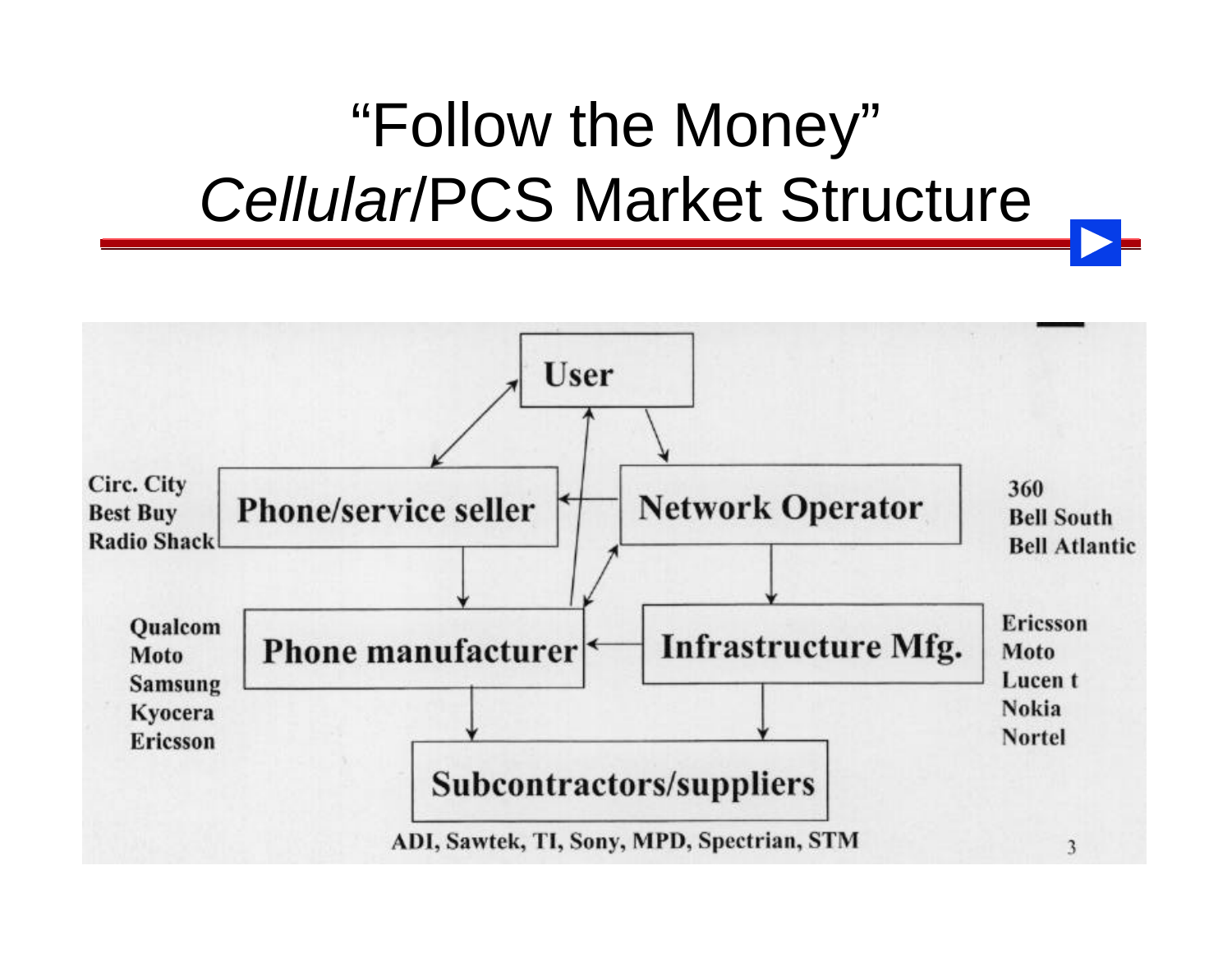# "Follow the Money"
# *Cellular*/PCS Market Structure

User

Phone/service seller — Circ. City, Best Buy, Radio Shack

Network Operator — 360, Bell South, Bell Atlantic

Phone manufacturer — Qualcom, Moto, Samsung, Kyocera, Ericsson

Infrastructure Mfg. — Ericsson, Moto, Lucen t, Nokia, Nortel

Subcontractors/suppliers — ADI, Sawtek, TI, Sony, MPD, Spectrian, STM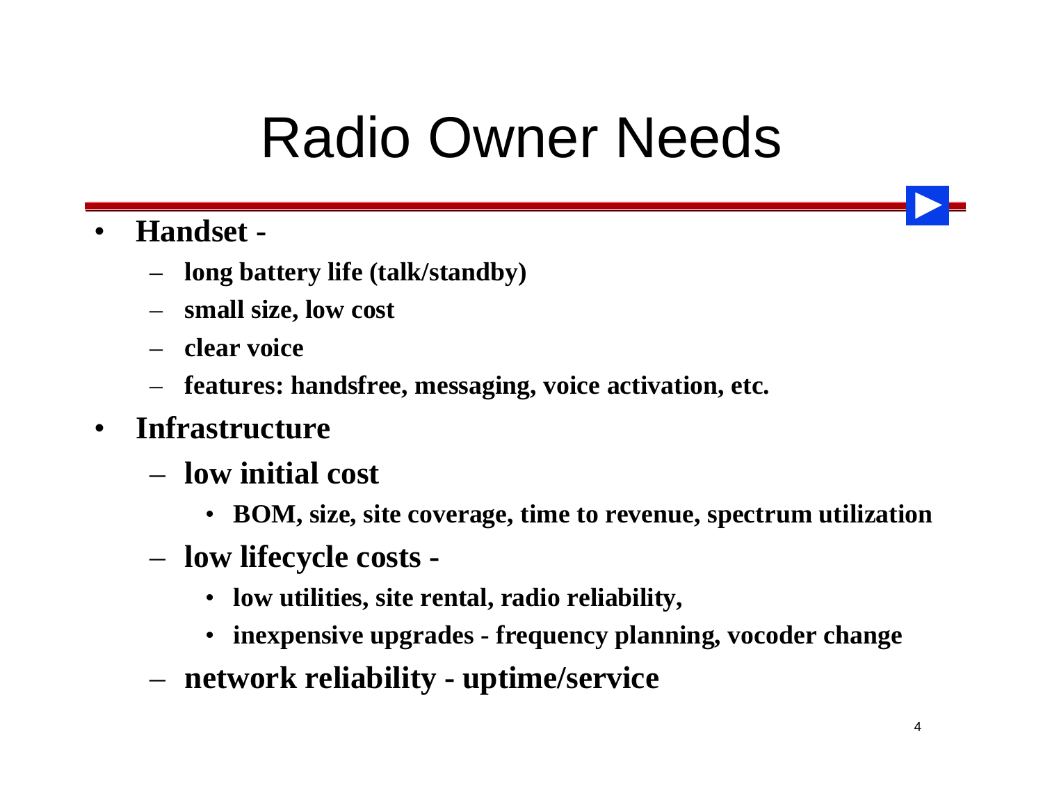# Radio Owner Needs

- **Handset -**
  - **long battery life (talk/standby)**
  - **small size, low cost**
  - **clear voice**
  - **features: handsfree, messaging, voice activation, etc.**
- **Infrastructure**
  - **low initial cost**
    - **BOM, size, site coverage, time to revenue, spectrum utilization**
  - **low lifecycle costs -**
    - **low utilities, site rental, radio reliability,**
    - **inexpensive upgrades - frequency planning, vocoder change**
  - **network reliability - uptime/service**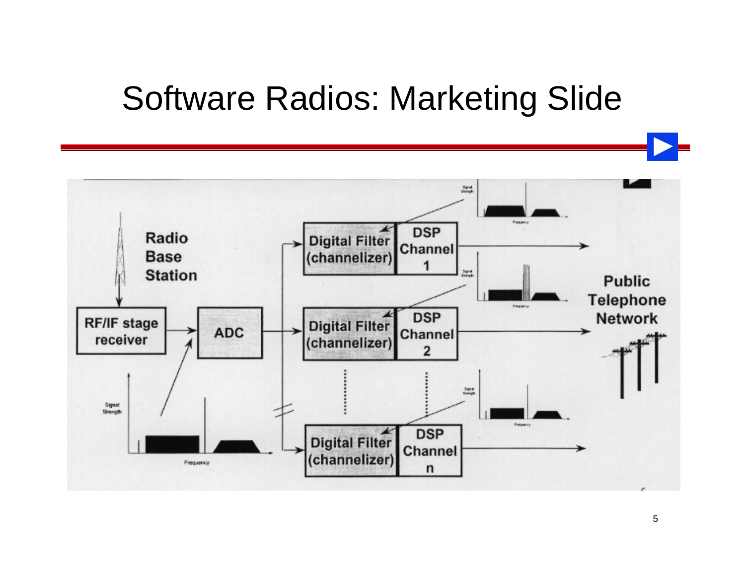# Software Radios: Marketing Slide

Radio Base Station

RF/IF stage receiver

ADC

Digital Filter (channelizer) | DSP Channel 1

Digital Filter (channelizer) | DSP Channel 2

Digital Filter (channelizer) | DSP Channel n

Public Telephone Network

Signal Strength

Frequency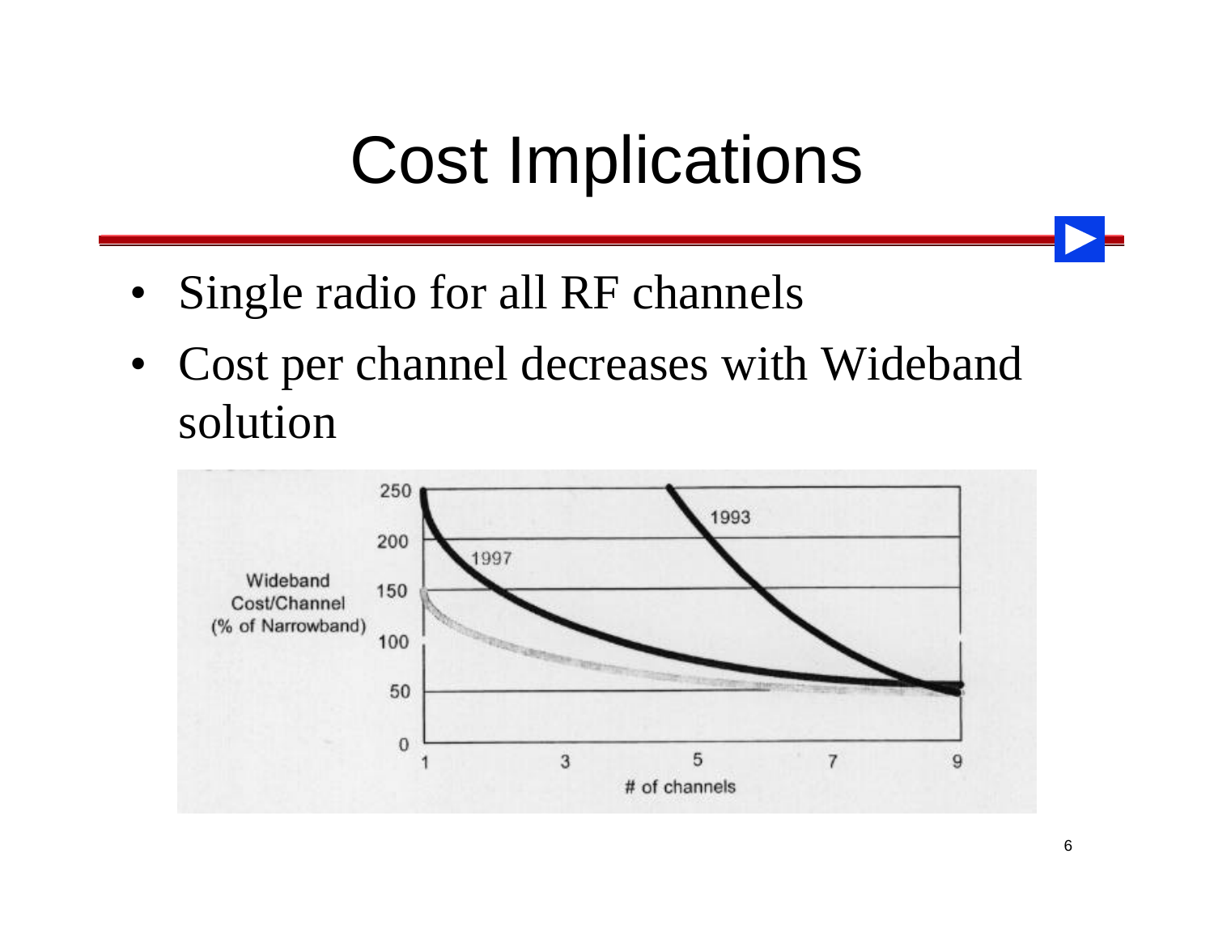# Cost Implications

- Single radio for all RF channels
- Cost per channel decreases with Wideband solution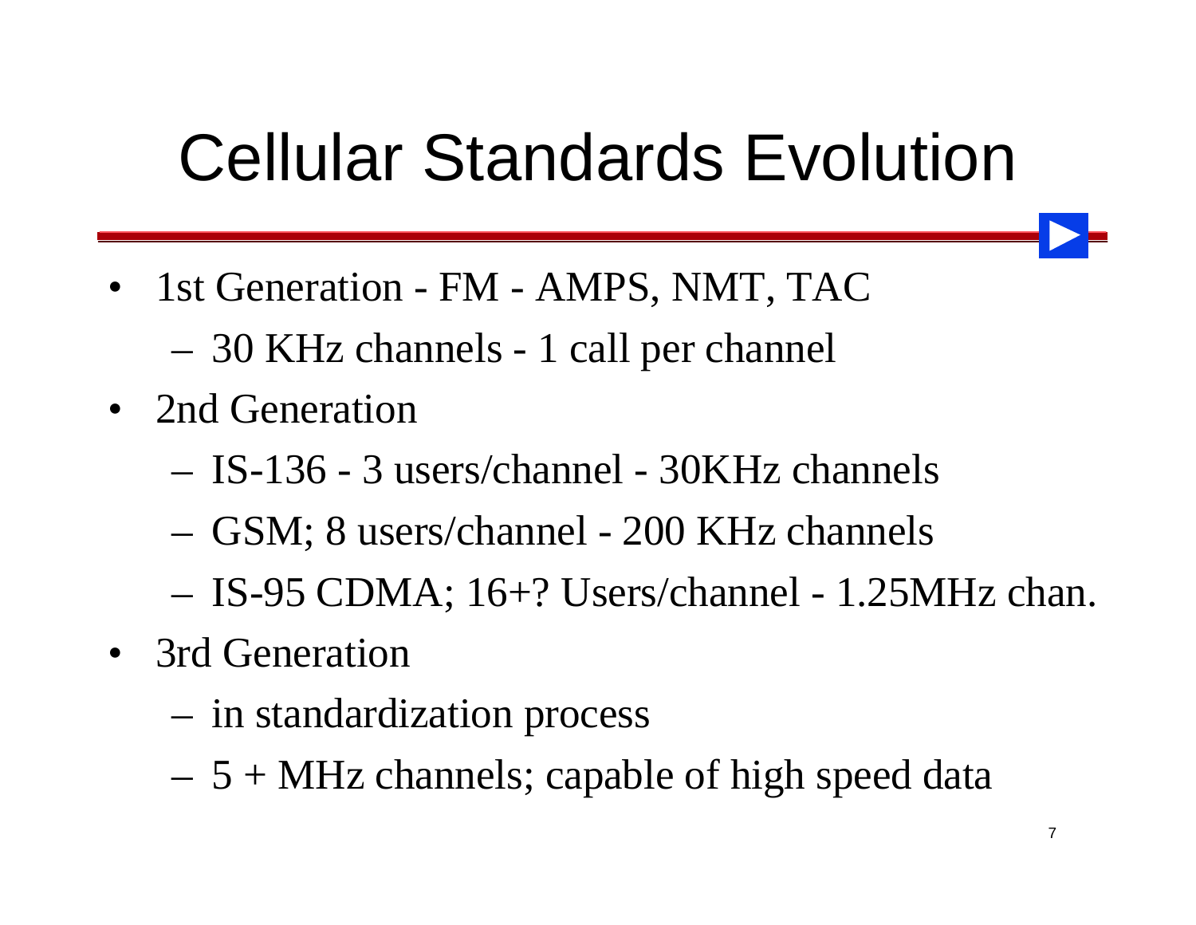# Cellular Standards Evolution

- 1st Generation - FM - AMPS, NMT, TAC
  - 30 KHz channels - 1 call per channel
- 2nd Generation
  - IS-136 - 3 users/channel - 30KHz channels
  - GSM; 8 users/channel - 200 KHz channels
  - IS-95 CDMA; 16+? Users/channel - 1.25MHz chan.
- 3rd Generation
  - in standardization process
  - 5 + MHz channels; capable of high speed data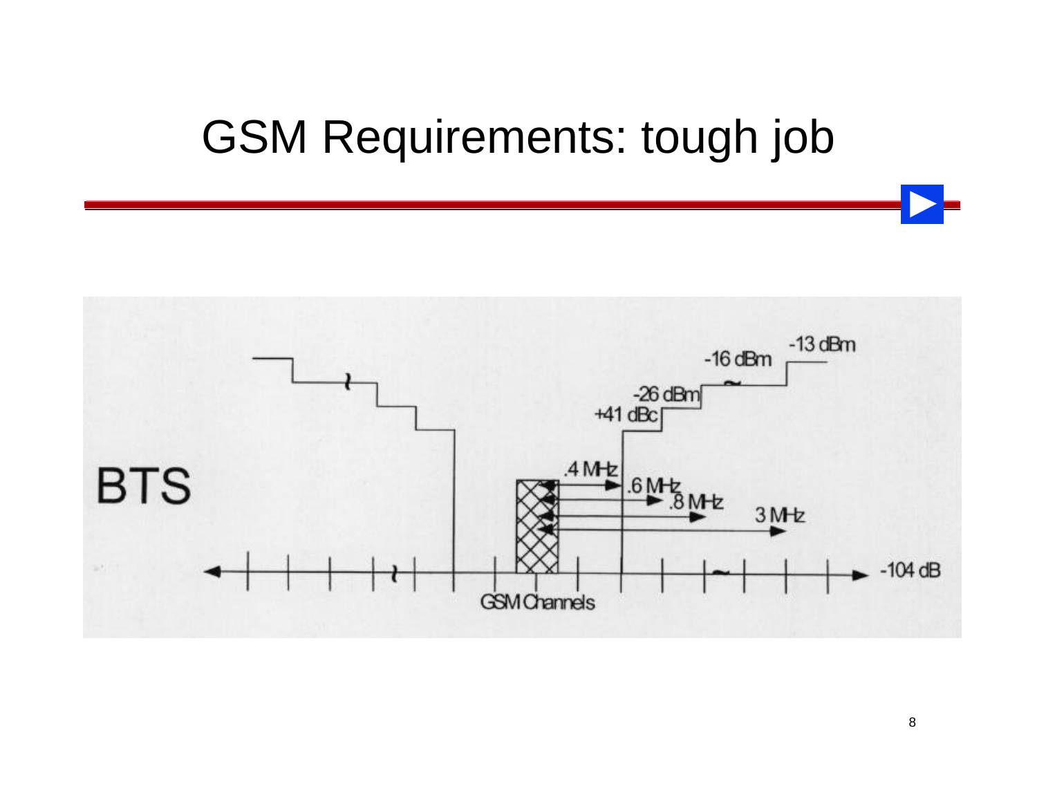# GSM Requirements: tough job

BTS

-13 dBm

-16 dBm

-26 dBm

+41 dBc

.4 MHz

.6 MHz

.8 MHz

3 MHz

-104 dB

GSM Channels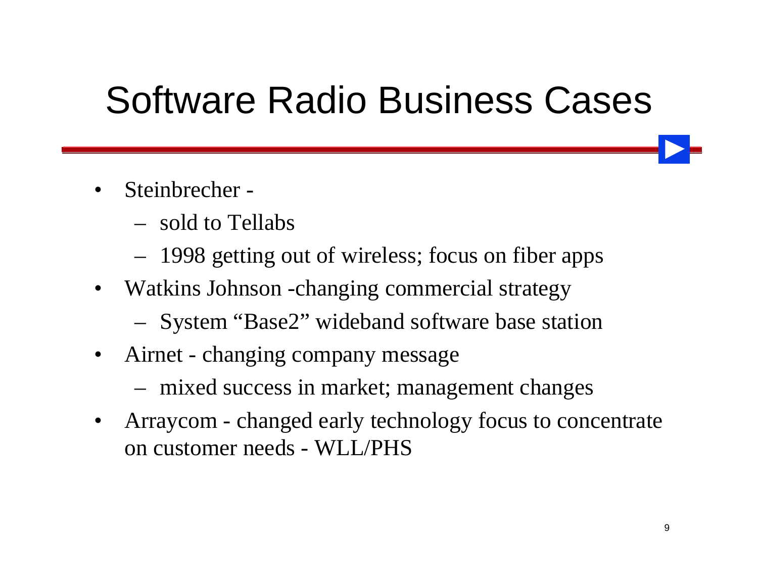# Software Radio Business Cases

- Steinbrecher -
  - sold to Tellabs
  - 1998 getting out of wireless; focus on fiber apps
- Watkins Johnson -changing commercial strategy
  - System “Base2” wideband software base station
- Airnet - changing company message
  - mixed success in market; management changes
- Arraycom - changed early technology focus to concentrate on customer needs - WLL/PHS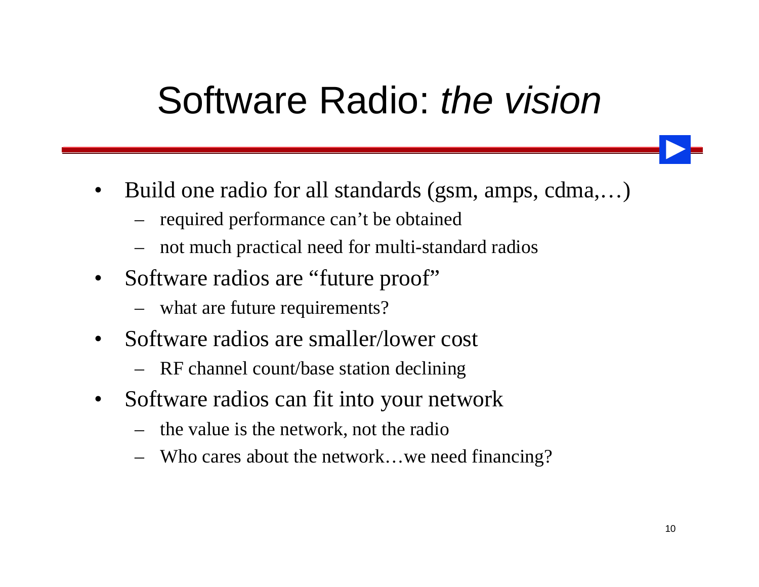# Software Radio: *the vision*

- Build one radio for all standards (gsm, amps, cdma,…)
  - required performance can’t be obtained
  - not much practical need for multi-standard radios
- Software radios are “future proof”
  - what are future requirements?
- Software radios are smaller/lower cost
  - RF channel count/base station declining
- Software radios can fit into your network
  - the value is the network, not the radio
  - Who cares about the network…we need financing?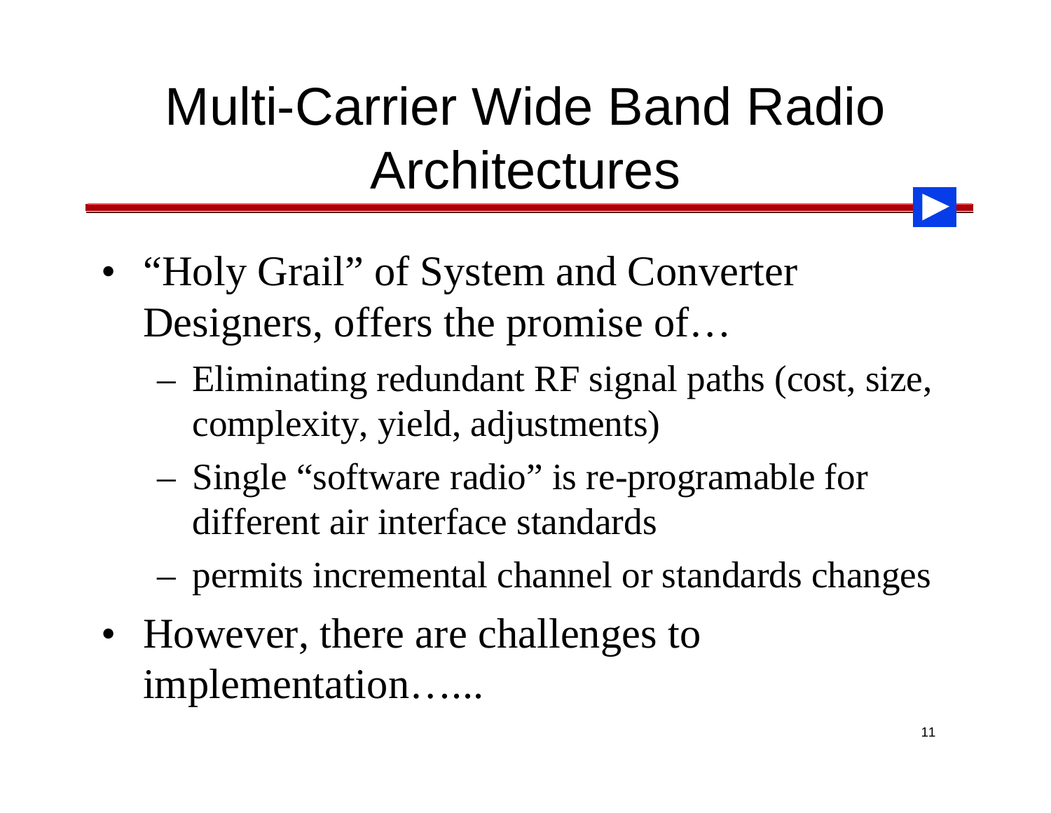# Multi-Carrier Wide Band Radio Architectures

- "Holy Grail" of System and Converter Designers, offers the promise of…
  - Eliminating redundant RF signal paths (cost, size, complexity, yield, adjustments)
  - Single "software radio" is re-programable for different air interface standards
  - permits incremental channel or standards changes
- However, there are challenges to implementation…...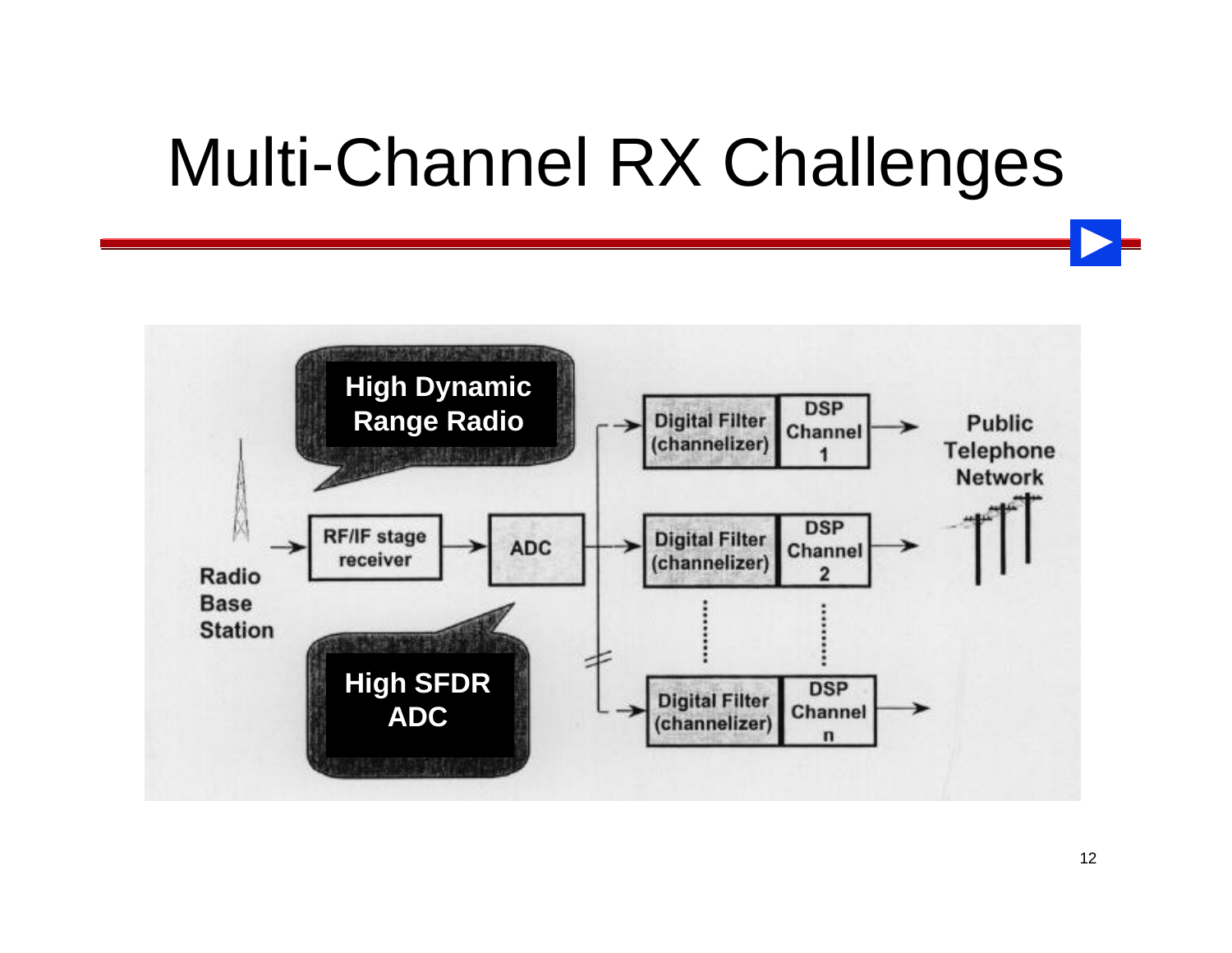# Multi-Channel RX Challenges

High Dynamic Range Radio

High SFDR ADC

Radio Base Station → RF/IF stage receiver → ADC → Digital Filter (channelizer) → DSP Channel 1 / DSP Channel 2 / … / DSP Channel n → Public Telephone Network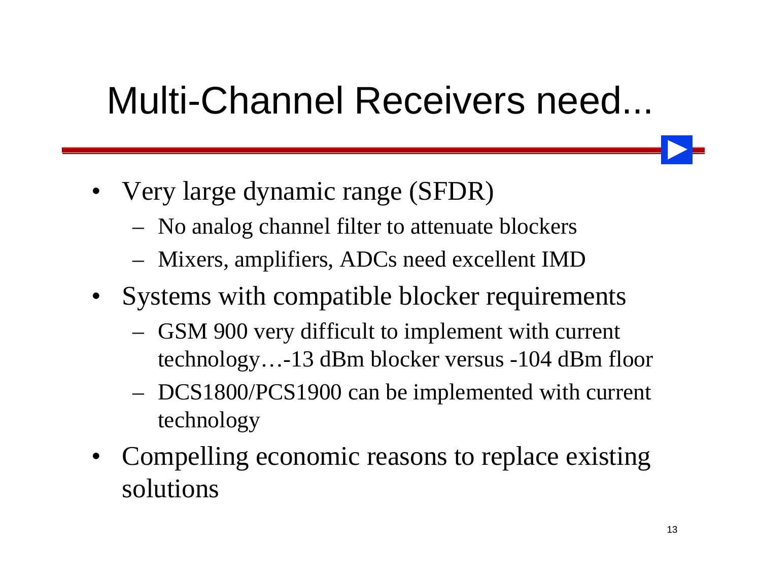# Multi-Channel Receivers need...

- Very large dynamic range (SFDR)
  - No analog channel filter to attenuate blockers
  - Mixers, amplifiers, ADCs need excellent IMD
- Systems with compatible blocker requirements
  - GSM 900 very difficult to implement with current technology…-13 dBm blocker versus -104 dBm floor
  - DCS1800/PCS1900 can be implemented with current technology
- Compelling economic reasons to replace existing solutions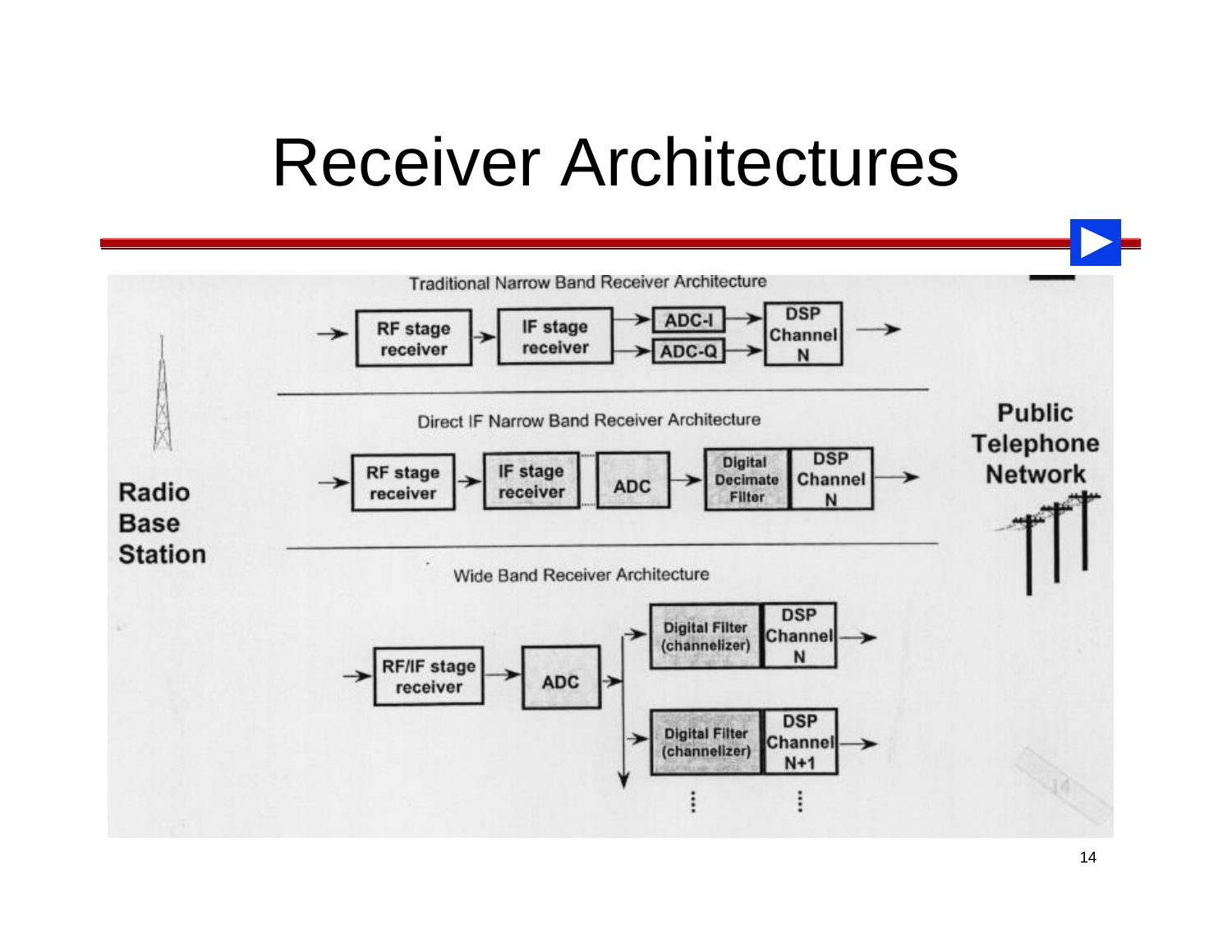# Receiver Architectures

Traditional Narrow Band Receiver Architecture

RF stage receiver → IF stage receiver → ADC-I / ADC-Q → DSP Channel N →

Direct IF Narrow Band Receiver Architecture

RF stage receiver → IF stage receiver → ADC → Digital Decimate Filter → DSP Channel N →

Wide Band Receiver Architecture

RF/IF stage receiver → ADC → Digital Filter (channelizer) → DSP Channel N →

Digital Filter (channelizer) → DSP Channel N+1 →

Radio Base Station

Public Telephone Network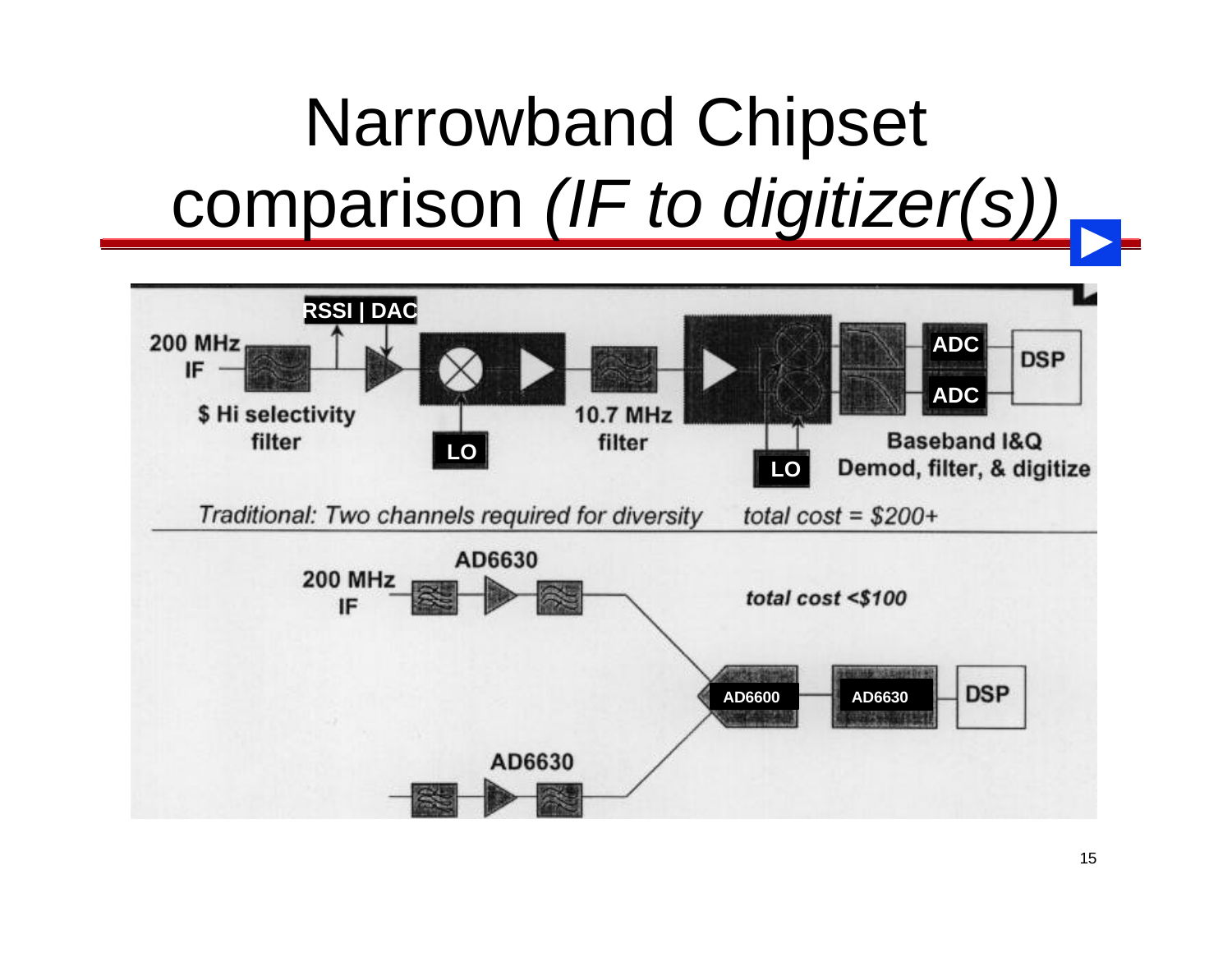# Narrowband Chipset comparison *(IF to digitizer(s))*

RSSI | DAC

200 MHz IF

$ Hi selectivity filter

LO

10.7 MHz filter

LO

ADC

ADC

DSP

Baseband I&Q Demod, filter, & digitize

*Traditional: Two channels required for diversity* *total cost = $200+*

AD6630

200 MHz IF

*total cost <$100*

AD6600

AD6630

DSP

AD6630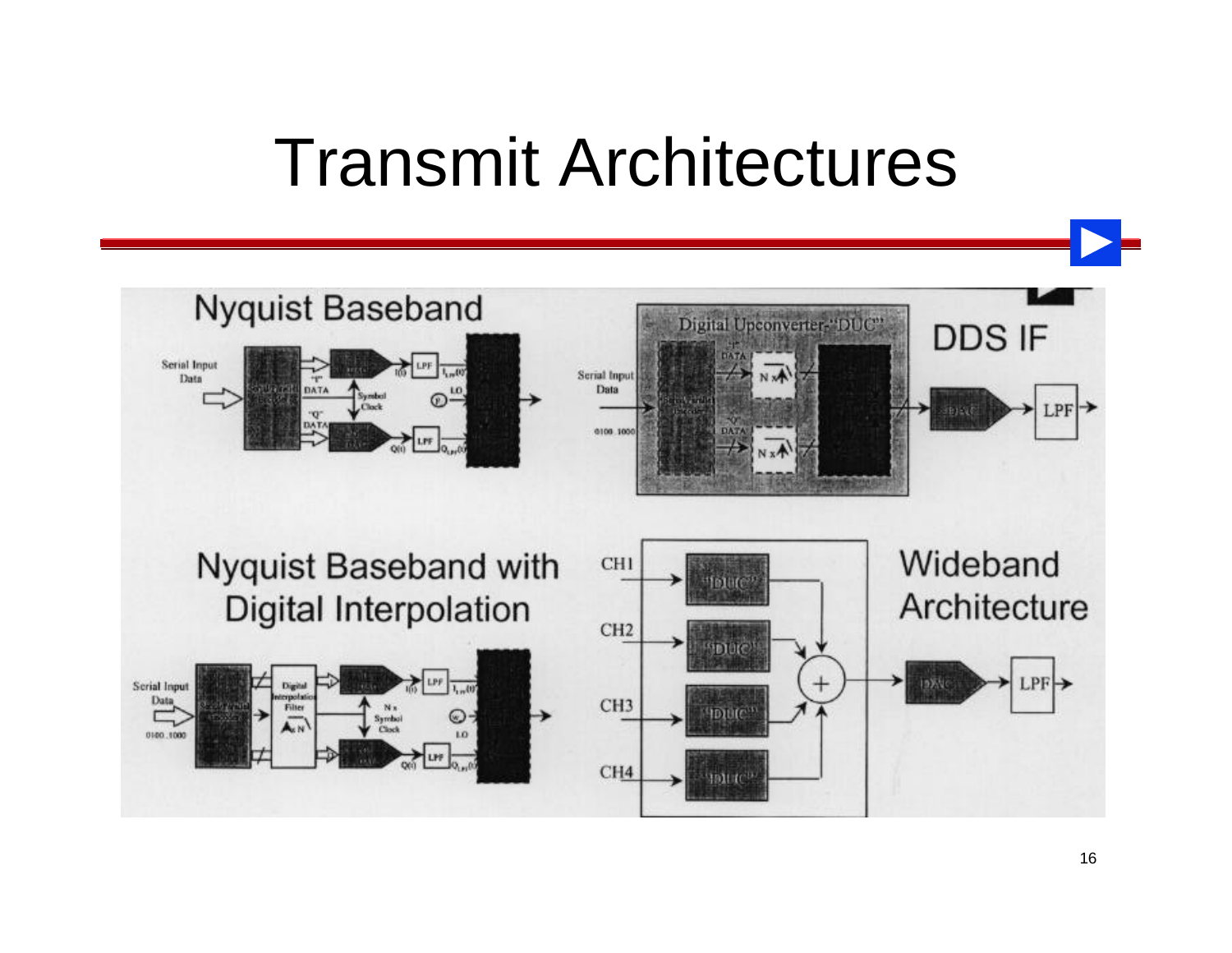# Transmit Architectures

Nyquist Baseband

DDS IF

Nyquist Baseband with Digital Interpolation

Wideband Architecture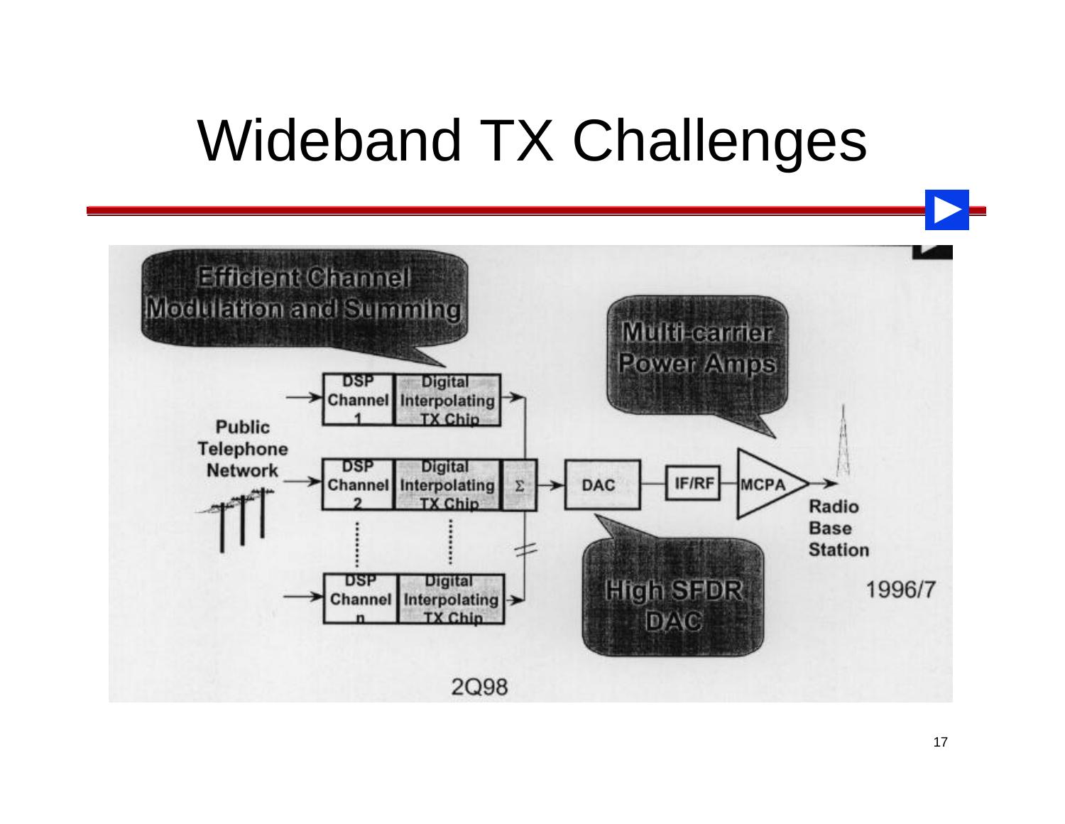# Wideband TX Challenges

Efficient Channel Modulation and Summing

Multi-carrier Power Amps

High SFDR DAC

Public Telephone Network

DSP Channel 1 — Digital Interpolating TX Chip

DSP Channel 2 — Digital Interpolating TX Chip

DSP Channel n — Digital Interpolating TX Chip

Σ

DAC

IF/RF

MCPA

Radio Base Station

1996/7

2Q98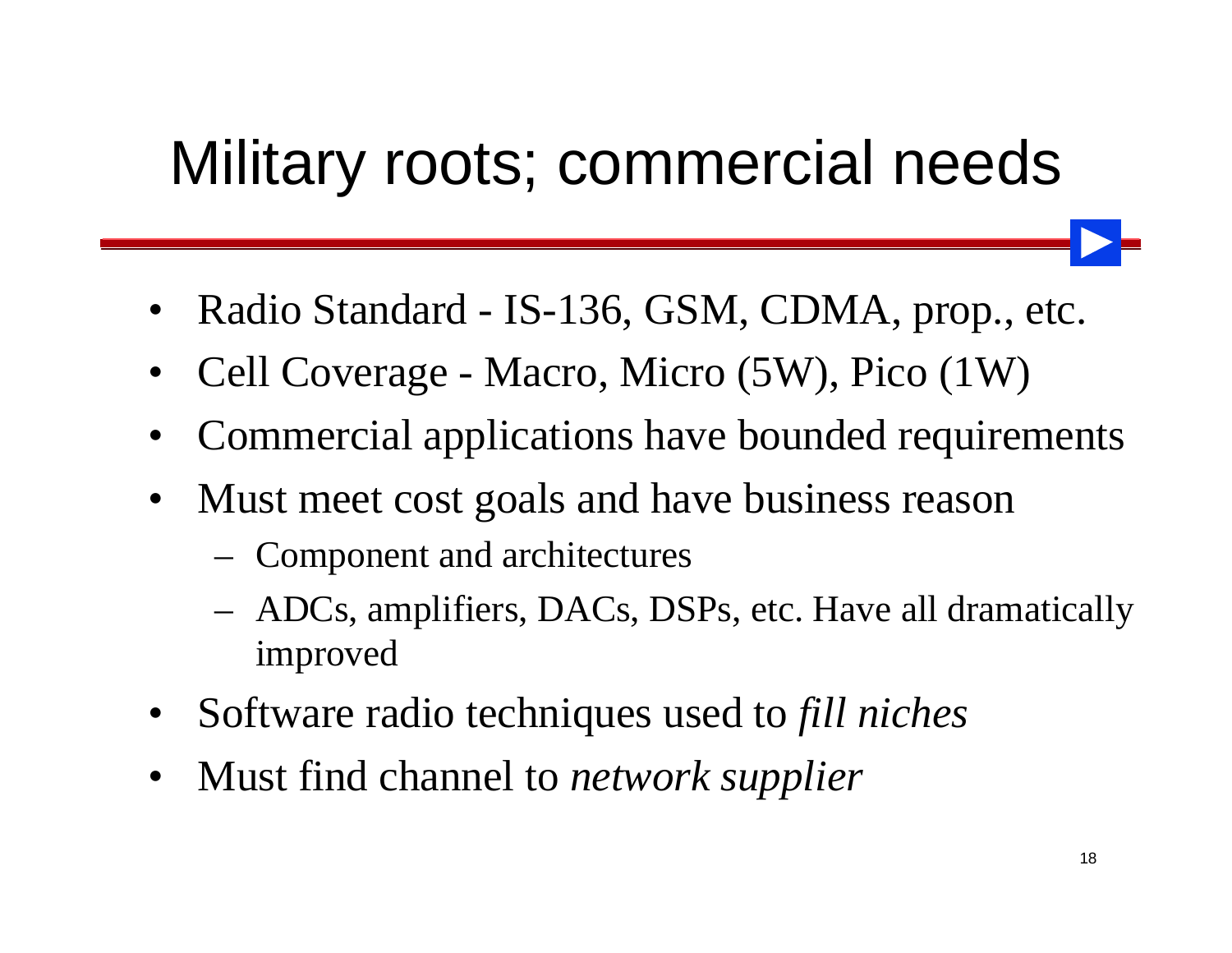# Military roots; commercial needs

- Radio Standard - IS-136, GSM, CDMA, prop., etc.
- Cell Coverage - Macro, Micro (5W), Pico (1W)
- Commercial applications have bounded requirements
- Must meet cost goals and have business reason
  - Component and architectures
  - ADCs, amplifiers, DACs, DSPs, etc. Have all dramatically improved
- Software radio techniques used to *fill niches*
- Must find channel to *network supplier*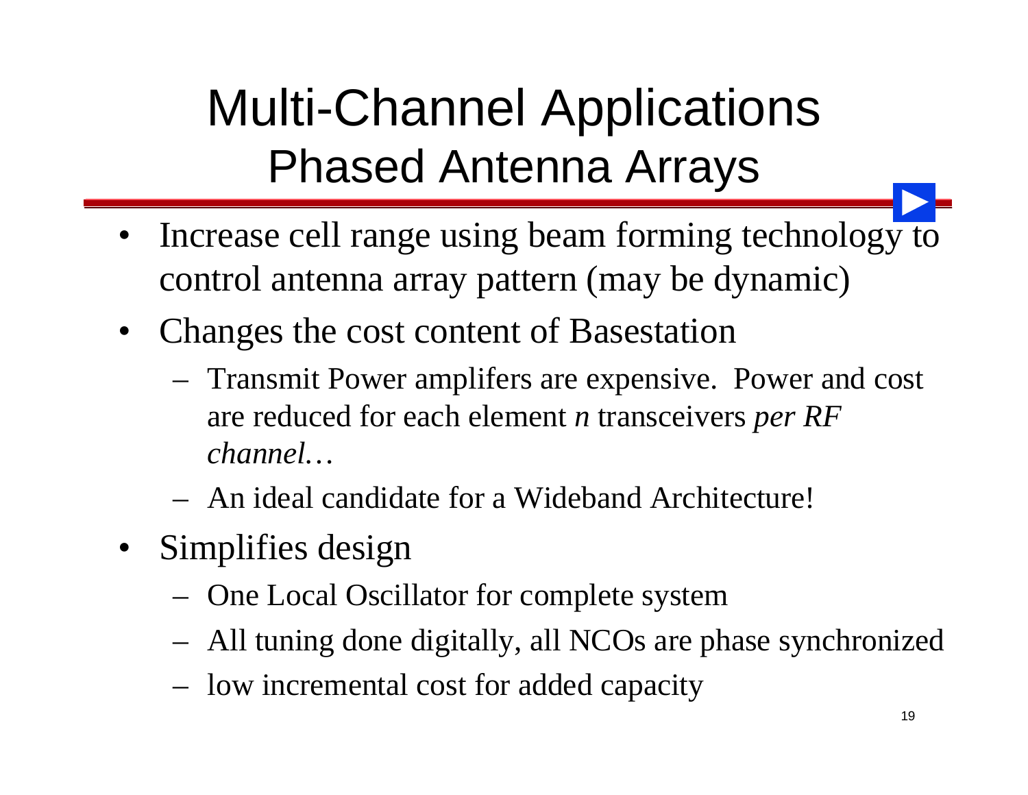# Multi-Channel Applications
## Phased Antenna Arrays

- Increase cell range using beam forming technology to control antenna array pattern (may be dynamic)
- Changes the cost content of Basestation
  - Transmit Power amplifers are expensive. Power and cost are reduced for each element *n* transceivers *per RF channel…*
  - An ideal candidate for a Wideband Architecture!
- Simplifies design
  - One Local Oscillator for complete system
  - All tuning done digitally, all NCOs are phase synchronized
  - low incremental cost for added capacity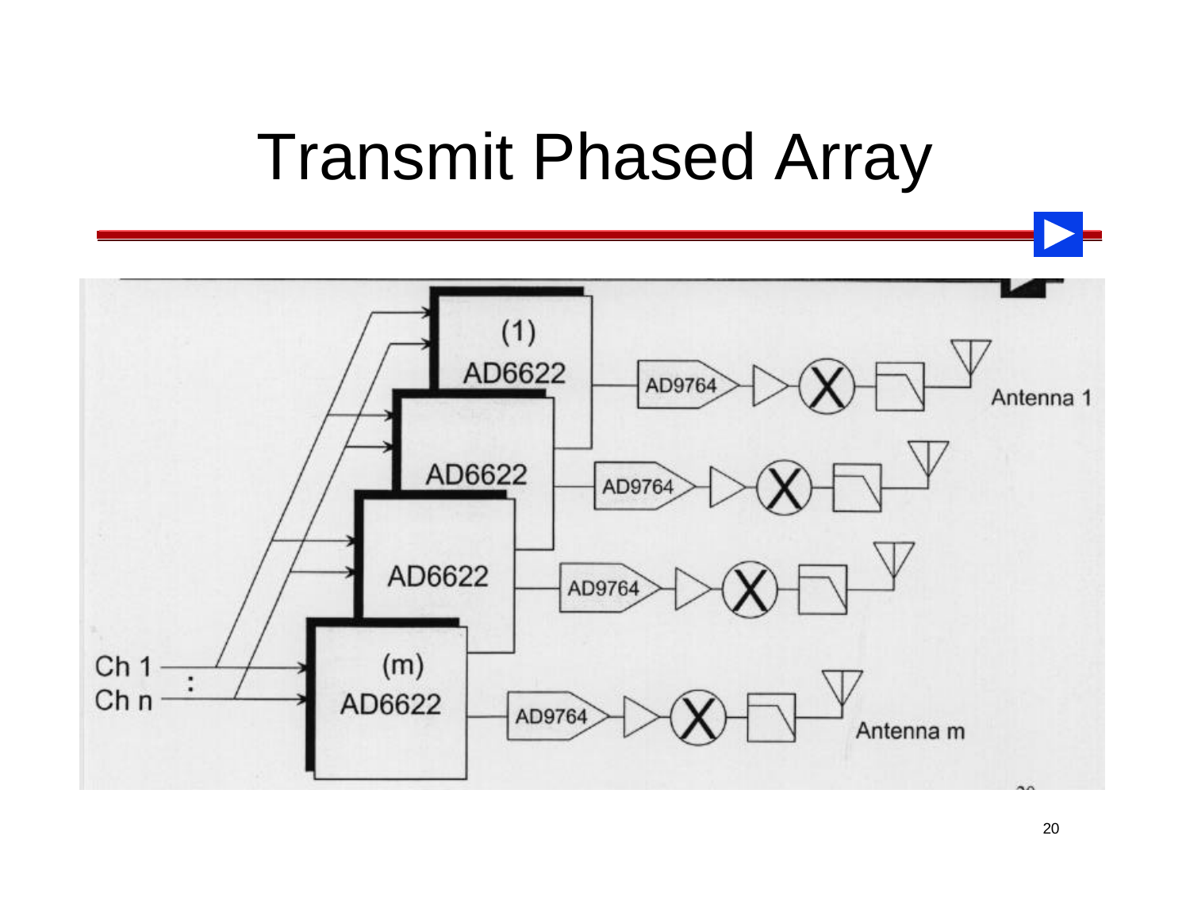# Transmit Phased Array

Ch 1
:
Ch n

(1)
AD6622

AD6622

AD6622

(m)
AD6622

AD9764

AD9764

AD9764

AD9764

Antenna 1

Antenna m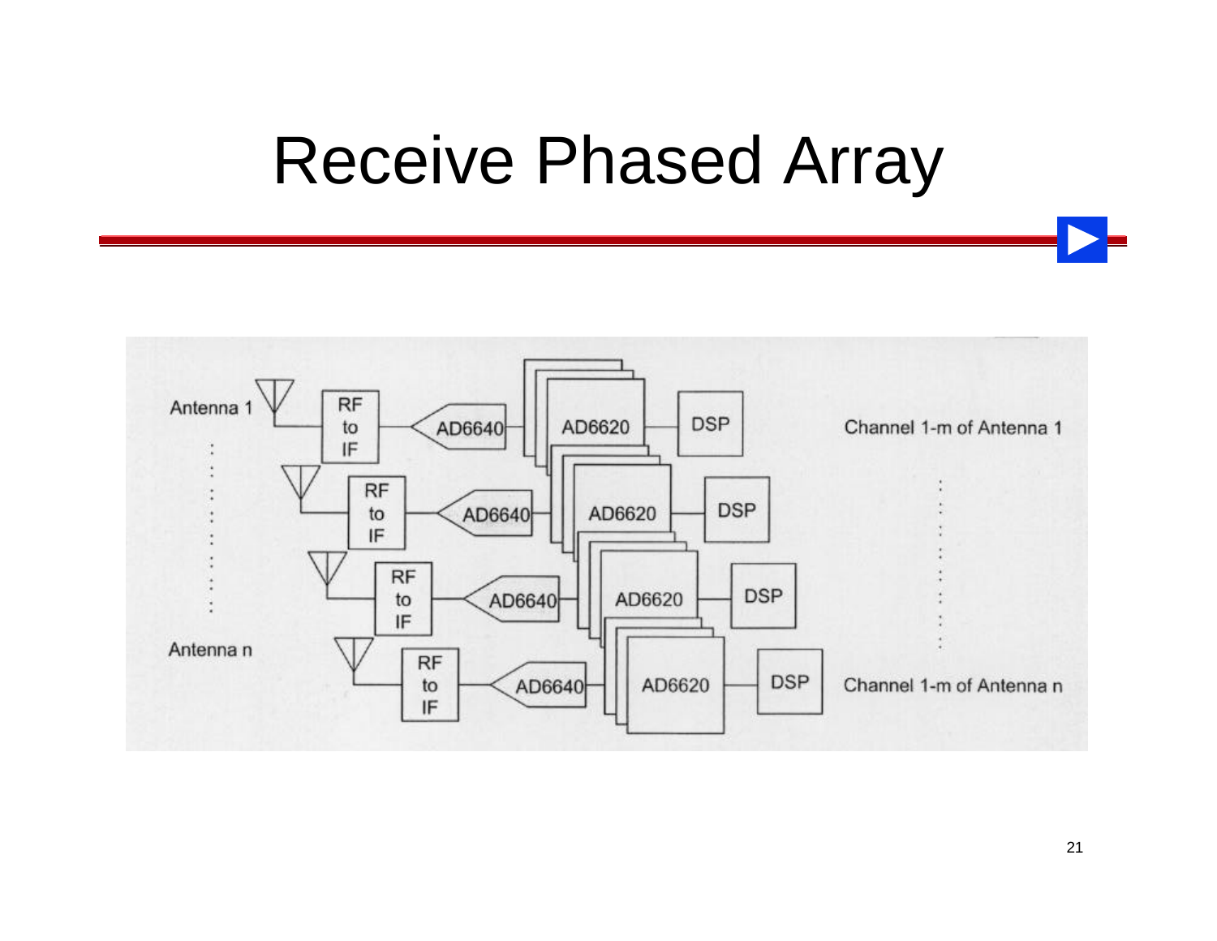# Receive Phased Array

Antenna 1 — RF to IF — AD6640 — AD6620 — DSP — Channel 1-m of Antenna 1

RF to IF — AD6640 — AD6620 — DSP

RF to IF — AD6640 — AD6620 — DSP

Antenna n — RF to IF — AD6640 — AD6620 — DSP — Channel 1-m of Antenna n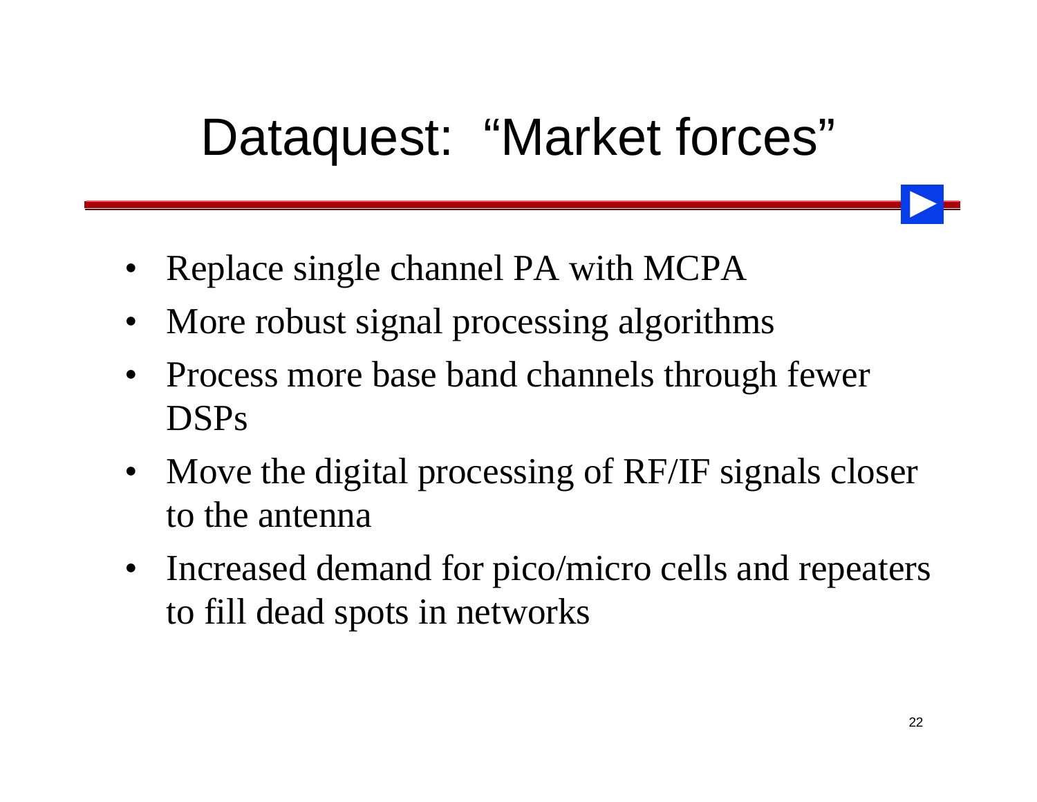# Dataquest: "Market forces"

- Replace single channel PA with MCPA
- More robust signal processing algorithms
- Process more base band channels through fewer DSPs
- Move the digital processing of RF/IF signals closer to the antenna
- Increased demand for pico/micro cells and repeaters to fill dead spots in networks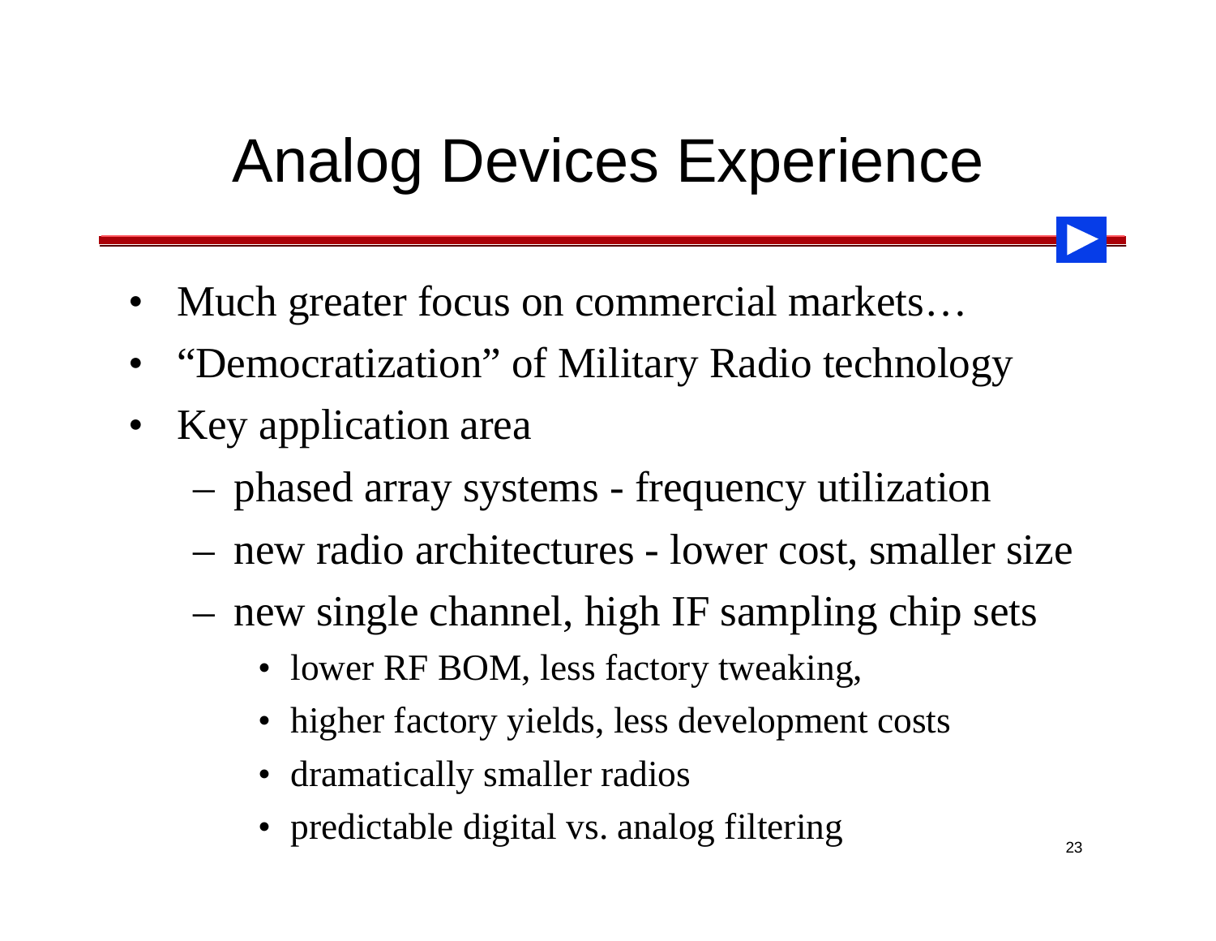# Analog Devices Experience

- Much greater focus on commercial markets…
- "Democratization" of Military Radio technology
- Key application area
  - phased array systems - frequency utilization
  - new radio architectures - lower cost, smaller size
  - new single channel, high IF sampling chip sets
    - lower RF BOM, less factory tweaking,
    - higher factory yields, less development costs
    - dramatically smaller radios
    - predictable digital vs. analog filtering